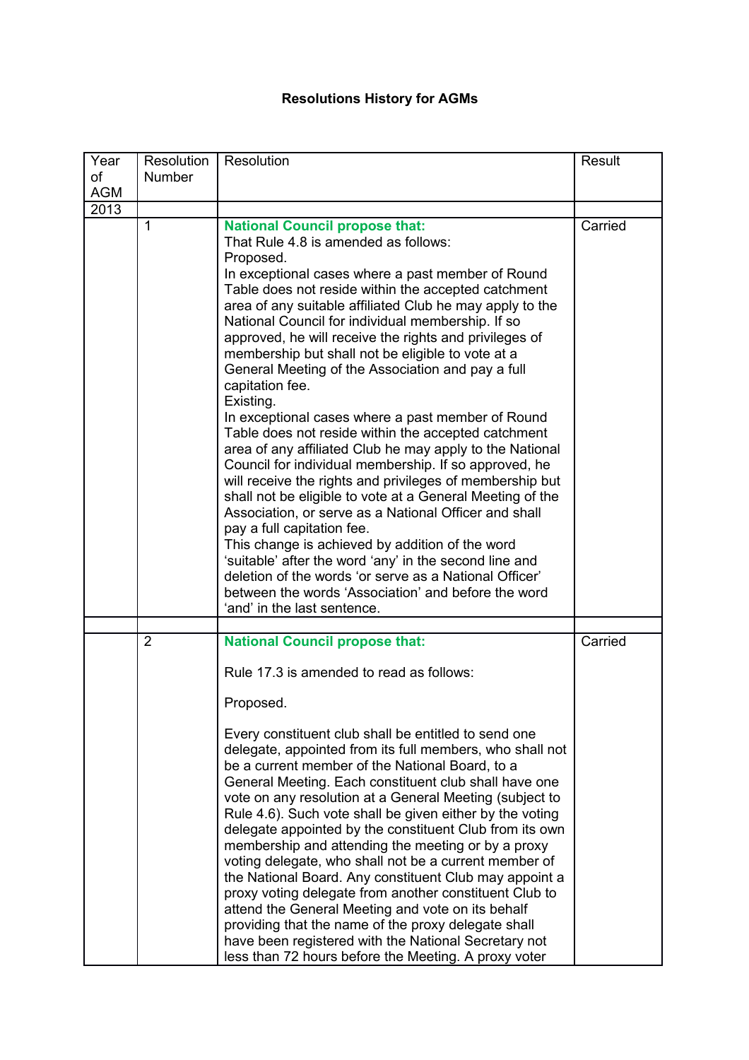**Resolutions History for AGMs**

| Year of AGM | Resolution Number | Resolution | Result |
| --- | --- | --- | --- |
| 2013 | | | |
| | 1 | **National Council propose that:**<br>That Rule 4.8 is amended as follows:<br>Proposed.<br>In exceptional cases where a past member of Round Table does not reside within the accepted catchment area of any suitable affiliated Club he may apply to the National Council for individual membership. If so approved, he will receive the rights and privileges of membership but shall not be eligible to vote at a General Meeting of the Association and pay a full capitation fee.<br>Existing.<br>In exceptional cases where a past member of Round Table does not reside within the accepted catchment area of any affiliated Club he may apply to the National Council for individual membership. If so approved, he will receive the rights and privileges of membership but shall not be eligible to vote at a General Meeting of the Association, or serve as a National Officer and shall pay a full capitation fee.<br>This change is achieved by addition of the word 'suitable' after the word 'any' in the second line and deletion of the words 'or serve as a National Officer' between the words 'Association' and before the word 'and' in the last sentence. | Carried |
| | | | |
| | 2 | **National Council propose that:**<br><br>Rule 17.3 is amended to read as follows:<br><br>Proposed.<br><br>Every constituent club shall be entitled to send one delegate, appointed from its full members, who shall not be a current member of the National Board, to a General Meeting. Each constituent club shall have one vote on any resolution at a General Meeting (subject to Rule 4.6). Such vote shall be given either by the voting delegate appointed by the constituent Club from its own membership and attending the meeting or by a proxy voting delegate, who shall not be a current member of the National Board. Any constituent Club may appoint a proxy voting delegate from another constituent Club to attend the General Meeting and vote on its behalf providing that the name of the proxy delegate shall have been registered with the National Secretary not less than 72 hours before the Meeting. A proxy voter | Carried |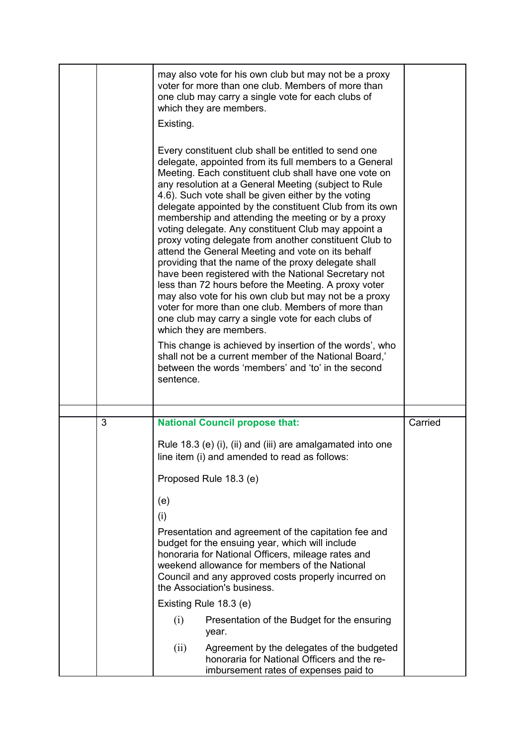| | | | |
|---|---|---|---|
| | | may also vote for his own club but may not be a proxy voter for more than one club. Members of more than one club may carry a single vote for each clubs of which they are members.<br><br>Existing.<br><br>Every constituent club shall be entitled to send one delegate, appointed from its full members to a General Meeting. Each constituent club shall have one vote on any resolution at a General Meeting (subject to Rule 4.6). Such vote shall be given either by the voting delegate appointed by the constituent Club from its own membership and attending the meeting or by a proxy voting delegate. Any constituent Club may appoint a proxy voting delegate from another constituent Club to attend the General Meeting and vote on its behalf providing that the name of the proxy delegate shall have been registered with the National Secretary not less than 72 hours before the Meeting. A proxy voter may also vote for his own club but may not be a proxy voter for more than one club. Members of more than one club may carry a single vote for each clubs of which they are members.<br><br>This change is achieved by insertion of the words', who shall not be a current member of the National Board,' between the words 'members' and 'to' in the second sentence. | |
| | | | |
| | 3 | **National Council propose that:**<br><br>Rule 18.3 (e) (i), (ii) and (iii) are amalgamated into one line item (i) and amended to read as follows:<br><br>Proposed Rule 18.3 (e)<br><br>(e)<br><br>(i)<br><br>Presentation and agreement of the capitation fee and budget for the ensuing year, which will include honoraria for National Officers, mileage rates and weekend allowance for members of the National Council and any approved costs properly incurred on the Association's business.<br><br>Existing Rule 18.3 (e)<br><br>(i) Presentation of the Budget for the ensuring year.<br><br>(ii) Agreement by the delegates of the budgeted honoraria for National Officers and the re-imbursement rates of expenses paid to | Carried |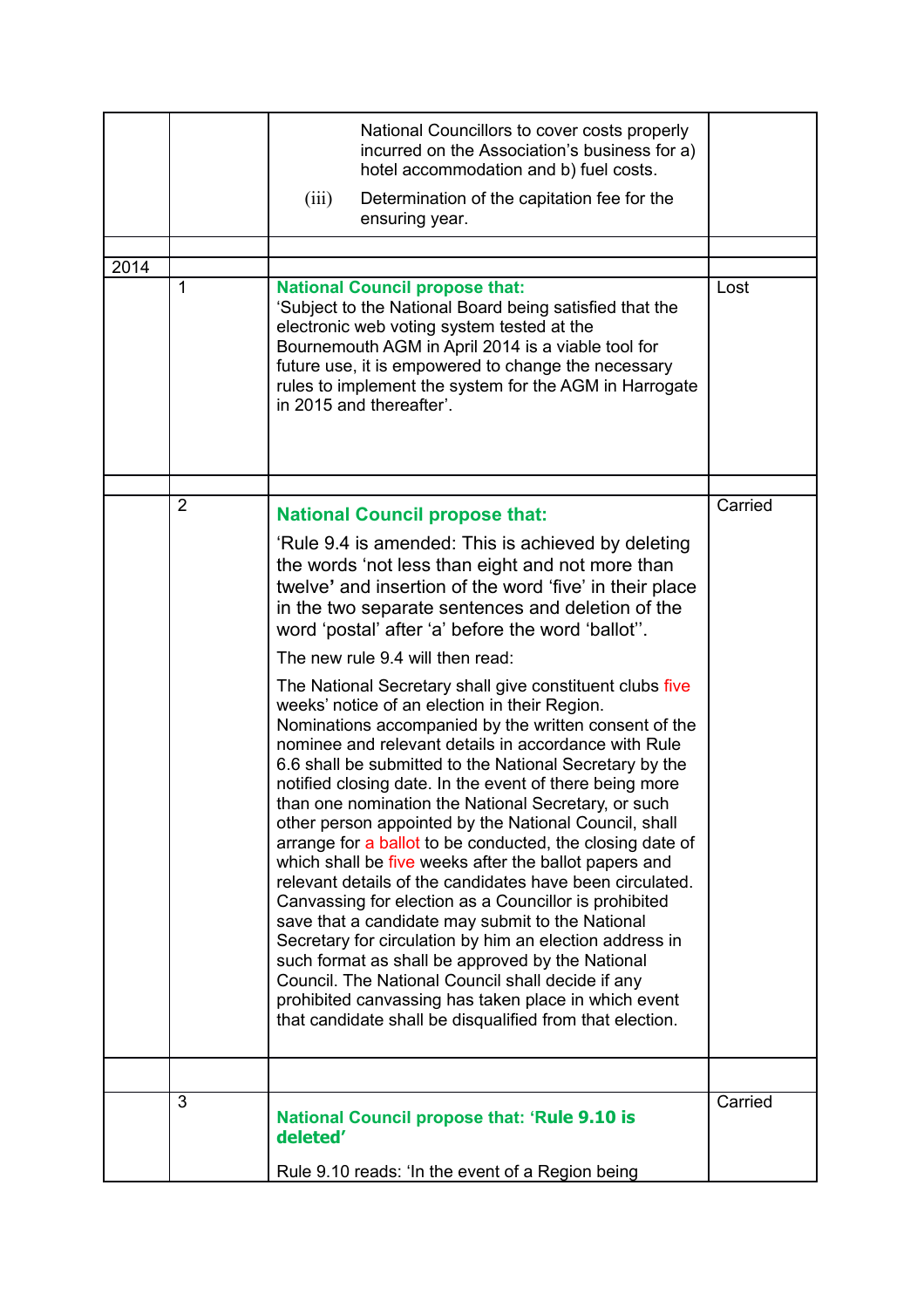| | | | |
|---|---|---|---|
| | | National Councillors to cover costs properly incurred on the Association's business for a) hotel accommodation and b) fuel costs.<br>(iii) Determination of the capitation fee for the ensuring year. | |
| | | | |
| 2014 | | | |
| | 1 | **National Council propose that:**<br>'Subject to the National Board being satisfied that the electronic web voting system tested at the Bournemouth AGM in April 2014 is a viable tool for future use, it is empowered to change the necessary rules to implement the system for the AGM in Harrogate in 2015 and thereafter'. | Lost |
| | | | |
| | 2 | **National Council propose that:**<br>'Rule 9.4 is amended: This is achieved by deleting the words 'not less than eight and not more than twelve' and insertion of the word 'five' in their place in the two separate sentences and deletion of the word 'postal' after 'a' before the word 'ballot''.<br>The new rule 9.4 will then read:<br>The National Secretary shall give constituent clubs five weeks' notice of an election in their Region. Nominations accompanied by the written consent of the nominee and relevant details in accordance with Rule 6.6 shall be submitted to the National Secretary by the notified closing date. In the event of there being more than one nomination the National Secretary, or such other person appointed by the National Council, shall arrange for a ballot to be conducted, the closing date of which shall be five weeks after the ballot papers and relevant details of the candidates have been circulated. Canvassing for election as a Councillor is prohibited save that a candidate may submit to the National Secretary for circulation by him an election address in such format as shall be approved by the National Council. The National Council shall decide if any prohibited canvassing has taken place in which event that candidate shall be disqualified from that election. | Carried |
| | | | |
| | 3 | **National Council propose that: 'Rule 9.10 is deleted'**<br>Rule 9.10 reads: 'In the event of a Region being | Carried |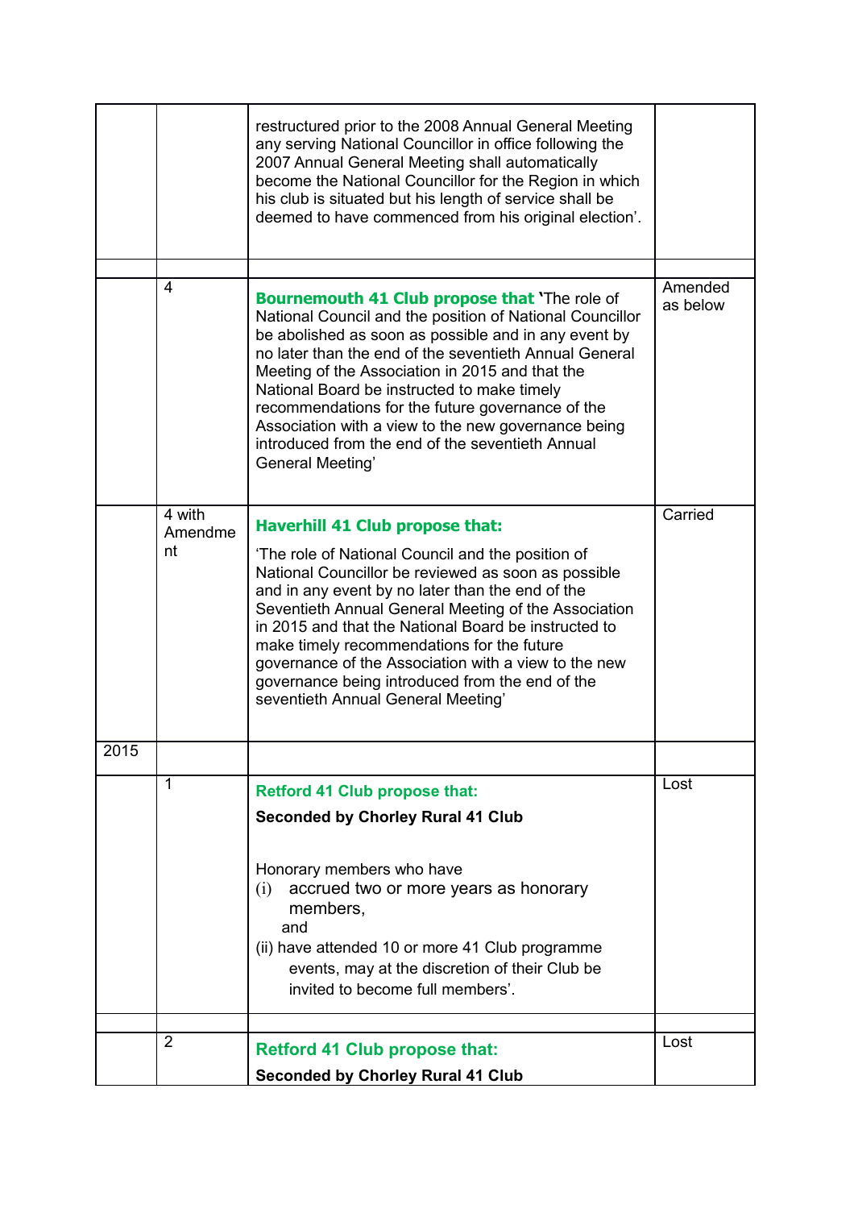|  |  |  |  |
|---|---|---|---|
|  |  | restructured prior to the 2008 Annual General Meeting any serving National Councillor in office following the 2007 Annual General Meeting shall automatically become the National Councillor for the Region in which his club is situated but his length of service shall be deemed to have commenced from his original election'. |  |
|  |  |  |  |
|  | 4 | **Bournemouth 41 Club propose that** 'The role of National Council and the position of National Councillor be abolished as soon as possible and in any event by no later than the end of the seventieth Annual General Meeting of the Association in 2015 and that the National Board be instructed to make timely recommendations for the future governance of the Association with a view to the new governance being introduced from the end of the seventieth Annual General Meeting' | Amended as below |
|  | 4 with Amendment | **Haverhill 41 Club propose that:**<br><br>'The role of National Council and the position of National Councillor be reviewed as soon as possible and in any event by no later than the end of the Seventieth Annual General Meeting of the Association in 2015 and that the National Board be instructed to make timely recommendations for the future governance of the Association with a view to the new governance being introduced from the end of the seventieth Annual General Meeting' | Carried |
| 2015 |  |  |  |
|  | 1 | **Retford 41 Club propose that:**<br><br>**Seconded by Chorley Rural 41 Club**<br><br>Honorary members who have<br>(i) accrued two or more years as honorary members,<br>and<br>(ii) have attended 10 or more 41 Club programme events, may at the discretion of their Club be invited to become full members'. | Lost |
|  |  |  |  |
|  | 2 | **Retford 41 Club propose that:**<br><br>**Seconded by Chorley Rural 41 Club** | Lost |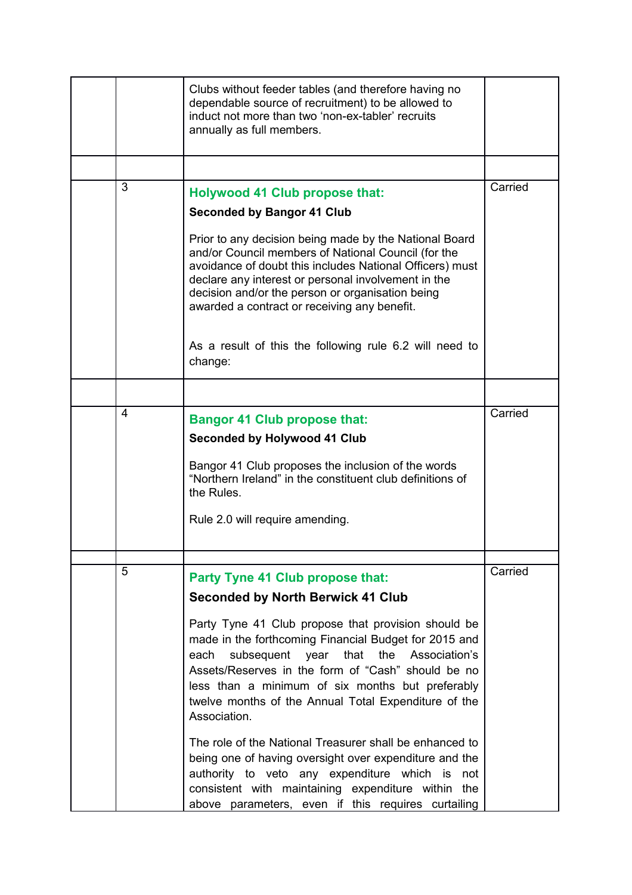|  |  |  |  |
|---|---|---|---|
|  |  | Clubs without feeder tables (and therefore having no dependable source of recruitment) to be allowed to induct not more than two 'non-ex-tabler' recruits annually as full members. |  |
|  |  |  |  |
|  | 3 | **Holywood 41 Club propose that:**<br>**Seconded by Bangor 41 Club**<br><br>Prior to any decision being made by the National Board and/or Council members of National Council (for the avoidance of doubt this includes National Officers) must declare any interest or personal involvement in the decision and/or the person or organisation being awarded a contract or receiving any benefit.<br><br>As a result of this the following rule 6.2 will need to change: | Carried |
|  |  |  |  |
|  | 4 | **Bangor 41 Club propose that:**<br>**Seconded by Holywood 41 Club**<br><br>Bangor 41 Club proposes the inclusion of the words "Northern Ireland" in the constituent club definitions of the Rules.<br><br>Rule 2.0 will require amending. | Carried |
|  |  |  |  |
|  | 5 | **Party Tyne 41 Club propose that:**<br>**Seconded by North Berwick 41 Club**<br><br>Party Tyne 41 Club propose that provision should be made in the forthcoming Financial Budget for 2015 and each subsequent year that the Association's Assets/Reserves in the form of "Cash" should be no less than a minimum of six months but preferably twelve months of the Annual Total Expenditure of the Association.<br><br>The role of the National Treasurer shall be enhanced to being one of having oversight over expenditure and the authority to veto any expenditure which is not consistent with maintaining expenditure within the above parameters, even if this requires curtailing | Carried |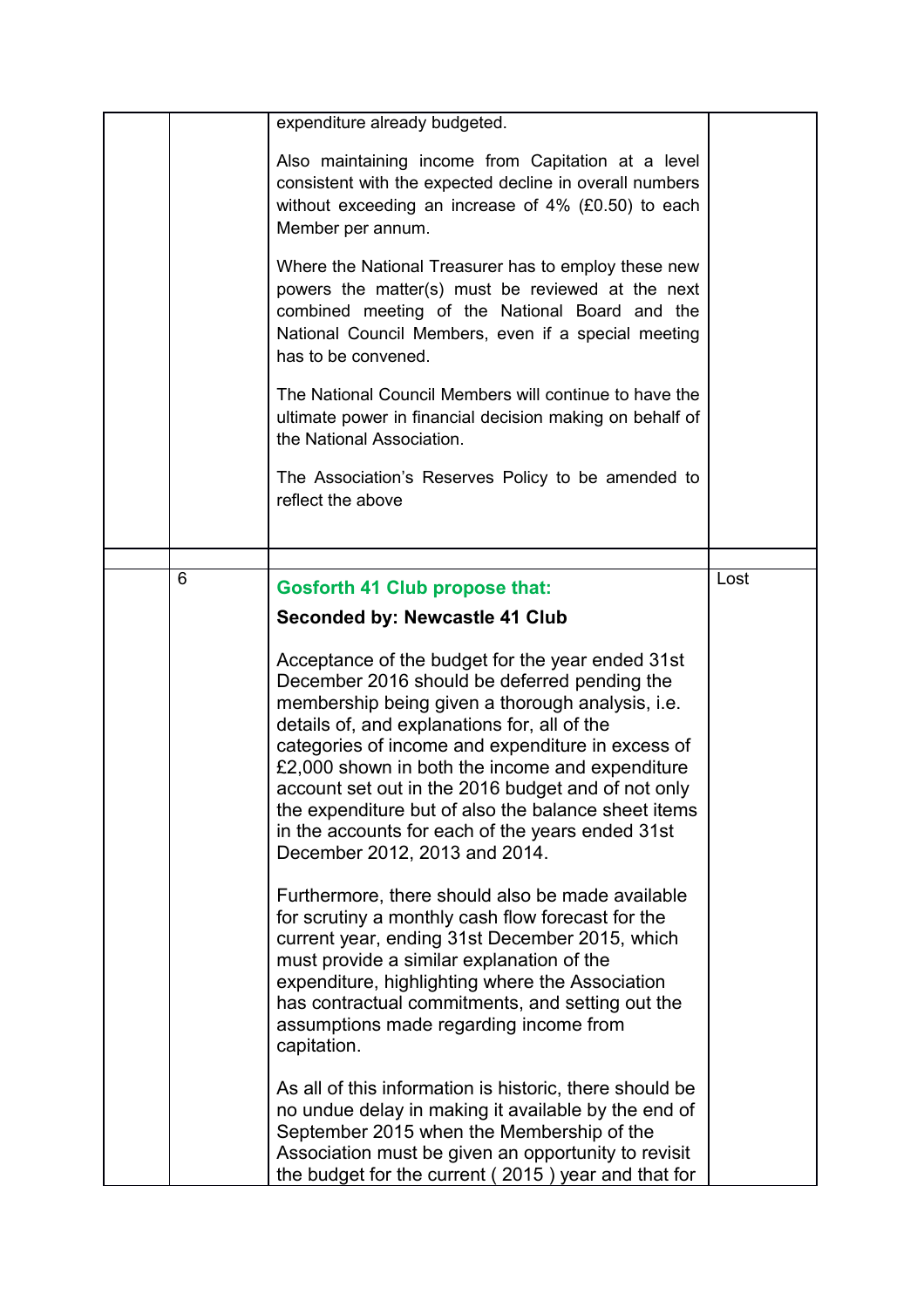|  |  |  |  |
|---|---|---|---|
|  |  | expenditure already budgeted.<br><br>Also maintaining income from Capitation at a level consistent with the expected decline in overall numbers without exceeding an increase of 4% (£0.50) to each Member per annum.<br><br>Where the National Treasurer has to employ these new powers the matter(s) must be reviewed at the next combined meeting of the National Board and the National Council Members, even if a special meeting has to be convened.<br><br>The National Council Members will continue to have the ultimate power in financial decision making on behalf of the National Association.<br><br>The Association's Reserves Policy to be amended to reflect the above |  |
|  |  |  |  |
|  | 6 | **Gosforth 41 Club propose that:**<br><br>**Seconded by: Newcastle 41 Club**<br><br>Acceptance of the budget for the year ended 31st December 2016 should be deferred pending the membership being given a thorough analysis, i.e. details of, and explanations for, all of the categories of income and expenditure in excess of £2,000 shown in both the income and expenditure account set out in the 2016 budget and of not only the expenditure but of also the balance sheet items in the accounts for each of the years ended 31st December 2012, 2013 and 2014.<br><br>Furthermore, there should also be made available for scrutiny a monthly cash flow forecast for the current year, ending 31st December 2015, which must provide a similar explanation of the expenditure, highlighting where the Association has contractual commitments, and setting out the assumptions made regarding income from capitation.<br><br>As all of this information is historic, there should be no undue delay in making it available by the end of September 2015 when the Membership of the Association must be given an opportunity to revisit the budget for the current ( 2015 ) year and that for | Lost |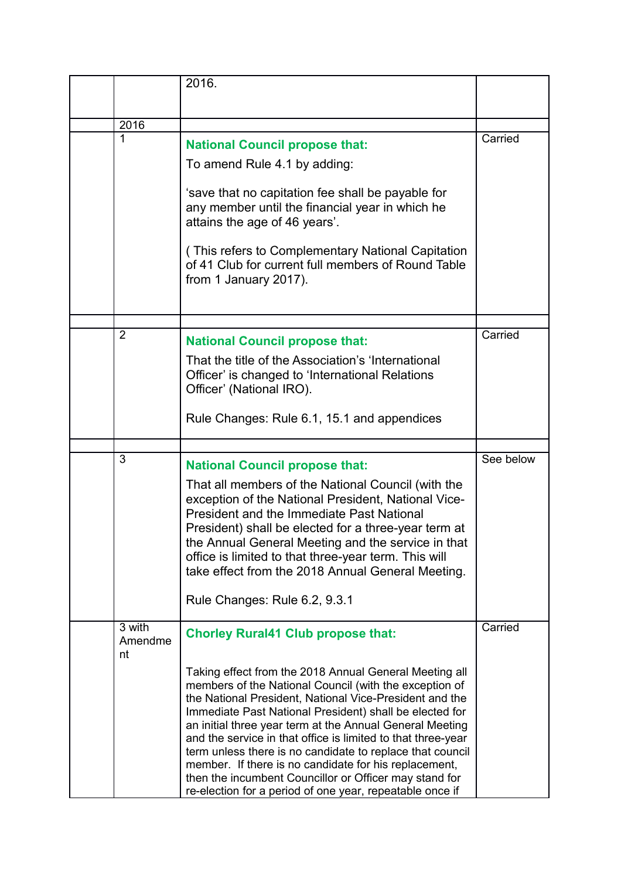|  |  |  |  |
|---|---|---|---|
|  |  | 2016. |  |
|  | 2016 |  |  |
|  | 1 | **National Council propose that:**<br><br>To amend Rule 4.1 by adding:<br><br>'save that no capitation fee shall be payable for any member until the financial year in which he attains the age of 46 years'.<br><br>( This refers to Complementary National Capitation of 41 Club for current full members of Round Table from 1 January 2017). | Carried |
|  |  |  |  |
|  | 2 | **National Council propose that:**<br><br>That the title of the Association's 'International Officer' is changed to 'International Relations Officer' (National IRO).<br><br>Rule Changes: Rule 6.1, 15.1 and appendices | Carried |
|  |  |  |  |
|  | 3 | **National Council propose that:**<br><br>That all members of the National Council (with the exception of the National President, National Vice-President and the Immediate Past National President) shall be elected for a three-year term at the Annual General Meeting and the service in that office is limited to that three-year term. This will take effect from the 2018 Annual General Meeting.<br><br>Rule Changes: Rule 6.2, 9.3.1 | See below |
|  | 3 with Amendment | **Chorley Rural41 Club propose that:**<br><br>Taking effect from the 2018 Annual General Meeting all members of the National Council (with the exception of the National President, National Vice-President and the Immediate Past National President) shall be elected for an initial three year term at the Annual General Meeting and the service in that office is limited to that three-year term unless there is no candidate to replace that council member. If there is no candidate for his replacement, then the incumbent Councillor or Officer may stand for re-election for a period of one year, repeatable once if | Carried |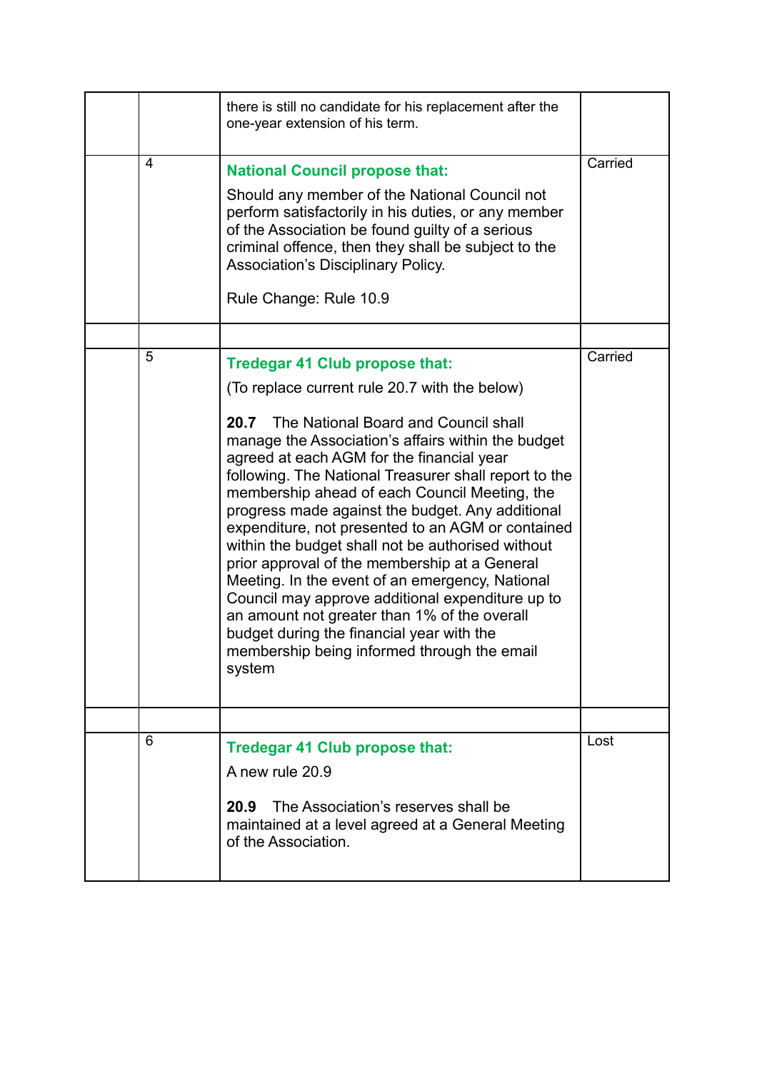| | | | |
|---|---|---|---|
| | | there is still no candidate for his replacement after the one-year extension of his term. | |
| | 4 | **National Council propose that:**<br><br>Should any member of the National Council not perform satisfactorily in his duties, or any member of the Association be found guilty of a serious criminal offence, then they shall be subject to the Association's Disciplinary Policy.<br><br>Rule Change: Rule 10.9 | Carried |
| | | | |
| | 5 | **Tredegar 41 Club propose that:**<br><br>(To replace current rule 20.7 with the below)<br><br>**20.7** The National Board and Council shall manage the Association's affairs within the budget agreed at each AGM for the financial year following. The National Treasurer shall report to the membership ahead of each Council Meeting, the progress made against the budget. Any additional expenditure, not presented to an AGM or contained within the budget shall not be authorised without prior approval of the membership at a General Meeting. In the event of an emergency, National Council may approve additional expenditure up to an amount not greater than 1% of the overall budget during the financial year with the membership being informed through the email system | Carried |
| | | | |
| | 6 | **Tredegar 41 Club propose that:**<br><br>A new rule 20.9<br><br>**20.9** The Association's reserves shall be maintained at a level agreed at a General Meeting of the Association. | Lost |